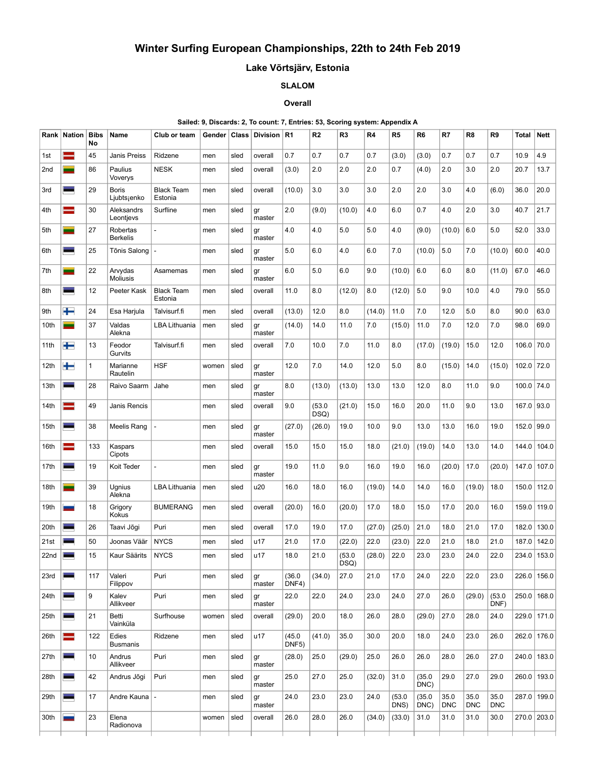# Winter Surfing European Championships, 22th to 24th Feb 2019

## Lake Võrtsjärv, Estonia

### SLALOM

### Overall

**Sailed: 9, Discards: 2, To count: 7, Entries: 53, Scoring system: Appendix A**

| Rank | Nation | Bibs No | Name | Club or team | Gender | Class | Division | R1 | R2 | R3 | R4 | R5 | R6 | R7 | R8 | R9 | Total | Nett |
|---|---|---|---|---|---|---|---|---|---|---|---|---|---|---|---|---|---|---|
| 1st | | 45 | Janis Preiss | Ridzene | men | sled | overall | 0.7 | 0.7 | 0.7 | 0.7 | (3.0) | (3.0) | 0.7 | 0.7 | 0.7 | 10.9 | 4.9 |
| 2nd | | 86 | Paulius Voverys | NESK | men | sled | overall | (3.0) | 2.0 | 2.0 | 2.0 | 0.7 | (4.0) | 2.0 | 3.0 | 2.0 | 20.7 | 13.7 |
| 3rd | | 29 | Boris Ljubtsjenko | Black Team Estonia | men | sled | overall | (10.0) | 3.0 | 3.0 | 3.0 | 2.0 | 2.0 | 3.0 | 4.0 | (6.0) | 36.0 | 20.0 |
| 4th | | 30 | Aleksandrs Leontjevs | Surfline | men | sled | gr master | 2.0 | (9.0) | (10.0) | 4.0 | 6.0 | 0.7 | 4.0 | 2.0 | 3.0 | 40.7 | 21.7 |
| 5th | | 27 | Robertas Berkelis | - | men | sled | gr master | 4.0 | 4.0 | 5.0 | 5.0 | 4.0 | (9.0) | (10.0) | 6.0 | 5.0 | 52.0 | 33.0 |
| 6th | | 25 | Tõnis Salong | - | men | sled | gr master | 5.0 | 6.0 | 4.0 | 6.0 | 7.0 | (10.0) | 5.0 | 7.0 | (10.0) | 60.0 | 40.0 |
| 7th | | 22 | Arvydas Moliusis | Asamemas | men | sled | gr master | 6.0 | 5.0 | 6.0 | 9.0 | (10.0) | 6.0 | 6.0 | 8.0 | (11.0) | 67.0 | 46.0 |
| 8th | | 12 | Peeter Kask | Black Team Estonia | men | sled | overall | 11.0 | 8.0 | (12.0) | 8.0 | (12.0) | 5.0 | 9.0 | 10.0 | 4.0 | 79.0 | 55.0 |
| 9th | | 24 | Esa Harjula | Talvisurf.fi | men | sled | overall | (13.0) | 12.0 | 8.0 | (14.0) | 11.0 | 7.0 | 12.0 | 5.0 | 8.0 | 90.0 | 63.0 |
| 10th | | 37 | Valdas Alekna | LBA Lithuania | men | sled | gr master | (14.0) | 14.0 | 11.0 | 7.0 | (15.0) | 11.0 | 7.0 | 12.0 | 7.0 | 98.0 | 69.0 |
| 11th | | 13 | Feodor Gurvits | Talvisurf.fi | men | sled | overall | 7.0 | 10.0 | 7.0 | 11.0 | 8.0 | (17.0) | (19.0) | 15.0 | 12.0 | 106.0 | 70.0 |
| 12th | | 1 | Marianne Rautelin | HSF | women | sled | gr master | 12.0 | 7.0 | 14.0 | 12.0 | 5.0 | 8.0 | (15.0) | 14.0 | (15.0) | 102.0 | 72.0 |
| 13th | | 28 | Raivo Saarm | Jahe | men | sled | gr master | 8.0 | (13.0) | (13.0) | 13.0 | 13.0 | 12.0 | 8.0 | 11.0 | 9.0 | 100.0 | 74.0 |
| 14th | | 49 | Janis Rencis | | men | sled | overall | 9.0 | (53.0 DSQ) | (21.0) | 15.0 | 16.0 | 20.0 | 11.0 | 9.0 | 13.0 | 167.0 | 93.0 |
| 15th | | 38 | Meelis Rang | - | men | sled | gr master | (27.0) | (26.0) | 19.0 | 10.0 | 9.0 | 13.0 | 13.0 | 16.0 | 19.0 | 152.0 | 99.0 |
| 16th | | 133 | Kaspars Cipots | | men | sled | overall | 15.0 | 15.0 | 15.0 | 18.0 | (21.0) | (19.0) | 14.0 | 13.0 | 14.0 | 144.0 | 104.0 |
| 17th | | 19 | Koit Teder | - | men | sled | gr master | 19.0 | 11.0 | 9.0 | 16.0 | 19.0 | 16.0 | (20.0) | 17.0 | (20.0) | 147.0 | 107.0 |
| 18th | | 39 | Ugnius Alekna | LBA Lithuania | men | sled | u20 | 16.0 | 18.0 | 16.0 | (19.0) | 14.0 | 14.0 | 16.0 | (19.0) | 18.0 | 150.0 | 112.0 |
| 19th | | 18 | Grigory Kokus | BUMERANG | men | sled | overall | (20.0) | 16.0 | (20.0) | 17.0 | 18.0 | 15.0 | 17.0 | 20.0 | 16.0 | 159.0 | 119.0 |
| 20th | | 26 | Taavi Jõgi | Puri | men | sled | overall | 17.0 | 19.0 | 17.0 | (27.0) | (25.0) | 21.0 | 18.0 | 21.0 | 17.0 | 182.0 | 130.0 |
| 21st | | 50 | Joonas Väär | NYCS | men | sled | u17 | 21.0 | 17.0 | (22.0) | 22.0 | (23.0) | 22.0 | 21.0 | 18.0 | 21.0 | 187.0 | 142.0 |
| 22nd | | 15 | Kaur Säärits | NYCS | men | sled | u17 | 18.0 | 21.0 | (53.0 DSQ) | (28.0) | 22.0 | 23.0 | 23.0 | 24.0 | 22.0 | 234.0 | 153.0 |
| 23rd | | 117 | Valeri Filippov | Puri | men | sled | gr master | (36.0 DNF4) | (34.0) | 27.0 | 21.0 | 17.0 | 24.0 | 22.0 | 22.0 | 23.0 | 226.0 | 156.0 |
| 24th | | 9 | Kalev Allikveer | Puri | men | sled | gr master | 22.0 | 22.0 | 24.0 | 23.0 | 24.0 | 27.0 | 26.0 | (29.0) | (53.0 DNF) | 250.0 | 168.0 |
| 25th | | 21 | Betti Vainküla | Surfhouse | women | sled | overall | (29.0) | 20.0 | 18.0 | 26.0 | 28.0 | (29.0) | 27.0 | 28.0 | 24.0 | 229.0 | 171.0 |
| 26th | | 122 | Edies Busmanis | Ridzene | men | sled | u17 | (45.0 DNF5) | (41.0) | 35.0 | 30.0 | 20.0 | 18.0 | 24.0 | 23.0 | 26.0 | 262.0 | 176.0 |
| 27th | | 10 | Andrus Allikveer | Puri | men | sled | gr master | (28.0) | 25.0 | (29.0) | 25.0 | 26.0 | 26.0 | 28.0 | 26.0 | 27.0 | 240.0 | 183.0 |
| 28th | | 42 | Andrus Jõgi | Puri | men | sled | gr master | 25.0 | 27.0 | 25.0 | (32.0) | 31.0 | (35.0 DNC) | 29.0 | 27.0 | 29.0 | 260.0 | 193.0 |
| 29th | | 17 | Andre Kauna | - | men | sled | gr master | 24.0 | 23.0 | 23.0 | 24.0 | (53.0 DNS) | (35.0 DNC) | 35.0 DNC | 35.0 DNC | 35.0 DNC | 287.0 | 199.0 |
| 30th | | 23 | Elena Radionova | | women | sled | overall | 26.0 | 28.0 | 26.0 | (34.0) | (33.0) | 31.0 | 31.0 | 31.0 | 30.0 | 270.0 | 203.0 |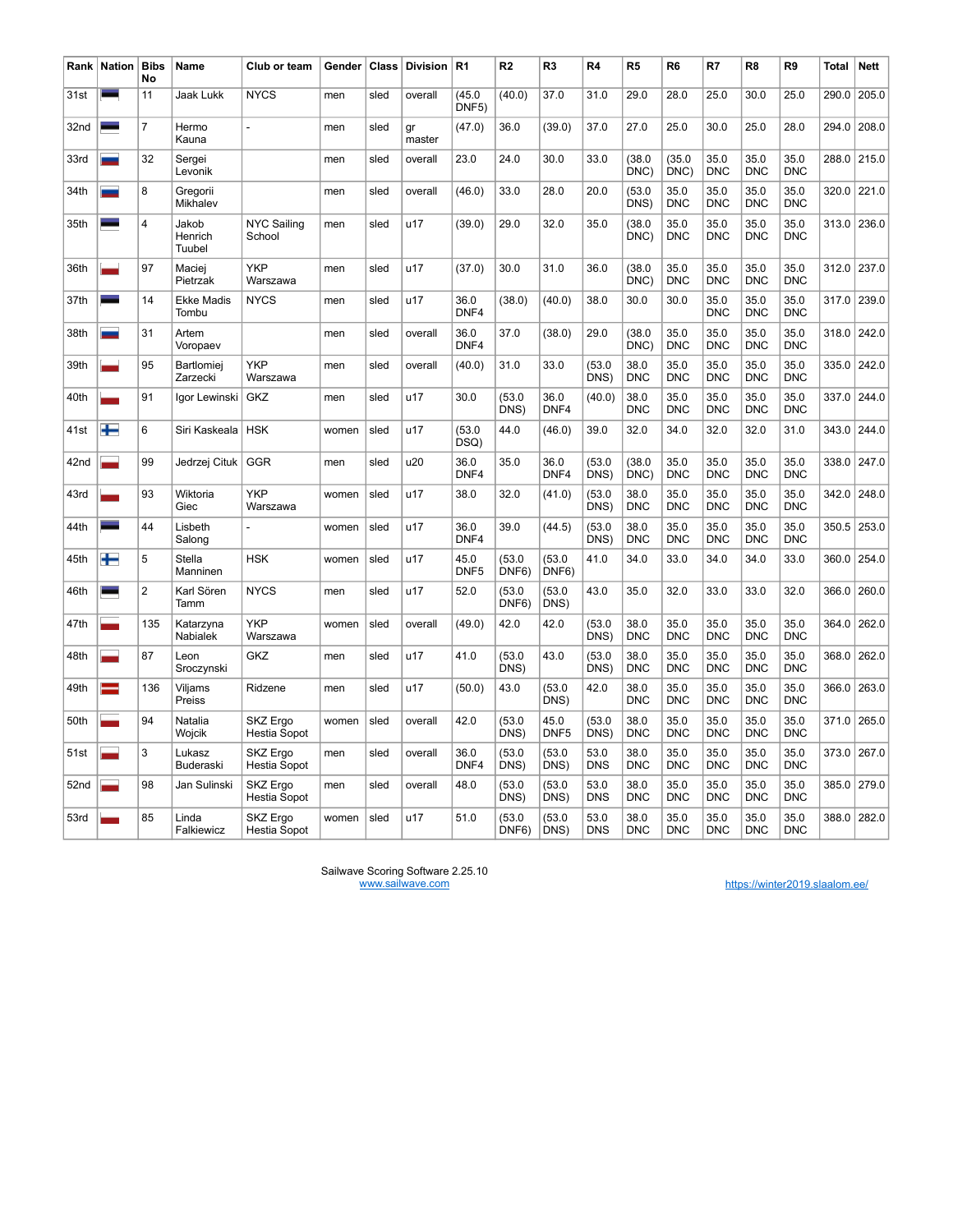| Rank | Nation | Bibs No | Name | Club or team | Gender | Class | Division | R1 | R2 | R3 | R4 | R5 | R6 | R7 | R8 | R9 | Total | Nett |
|---|---|---|---|---|---|---|---|---|---|---|---|---|---|---|---|---|---|---|
| 31st | | 11 | Jaak Lukk | NYCS | men | sled | overall | (45.0 DNF5) | (40.0) | 37.0 | 31.0 | 29.0 | 28.0 | 25.0 | 30.0 | 25.0 | 290.0 | 205.0 |
| 32nd | | 7 | Hermo Kauna | - | men | sled | gr master | (47.0) | 36.0 | (39.0) | 37.0 | 27.0 | 25.0 | 30.0 | 25.0 | 28.0 | 294.0 | 208.0 |
| 33rd | | 32 | Sergei Levonik | | men | sled | overall | 23.0 | 24.0 | 30.0 | 33.0 | (38.0 DNC) | (35.0 DNC) | 35.0 DNC | 35.0 DNC | 35.0 DNC | 288.0 | 215.0 |
| 34th | | 8 | Gregorii Mikhalev | | men | sled | overall | (46.0) | 33.0 | 28.0 | 20.0 | (53.0 DNS) | 35.0 DNC | 35.0 DNC | 35.0 DNC | 35.0 DNC | 320.0 | 221.0 |
| 35th | | 4 | Jakob Henrich Tuubel | NYC Sailing School | men | sled | u17 | (39.0) | 29.0 | 32.0 | 35.0 | (38.0 DNC) | 35.0 DNC | 35.0 DNC | 35.0 DNC | 35.0 DNC | 313.0 | 236.0 |
| 36th | | 97 | Maciej Pietrzak | YKP Warszawa | men | sled | u17 | (37.0) | 30.0 | 31.0 | 36.0 | (38.0 DNC) | 35.0 DNC | 35.0 DNC | 35.0 DNC | 35.0 DNC | 312.0 | 237.0 |
| 37th | | 14 | Ekke Madis Tombu | NYCS | men | sled | u17 | 36.0 DNF4 | (38.0) | (40.0) | 38.0 | 30.0 | 30.0 | 35.0 DNC | 35.0 DNC | 35.0 DNC | 317.0 | 239.0 |
| 38th | | 31 | Artem Voropaev | | men | sled | overall | 36.0 DNF4 | 37.0 | (38.0) | 29.0 | (38.0 DNC) | 35.0 DNC | 35.0 DNC | 35.0 DNC | 35.0 DNC | 318.0 | 242.0 |
| 39th | | 95 | Bartlomiej Zarzecki | YKP Warszawa | men | sled | overall | (40.0) | 31.0 | 33.0 | (53.0 DNS) | 38.0 DNC | 35.0 DNC | 35.0 DNC | 35.0 DNC | 35.0 DNC | 335.0 | 242.0 |
| 40th | | 91 | Igor Lewinski | GKZ | men | sled | u17 | 30.0 | (53.0 DNS) | 36.0 DNF4 | (40.0) | 38.0 DNC | 35.0 DNC | 35.0 DNC | 35.0 DNC | 35.0 DNC | 337.0 | 244.0 |
| 41st | | 6 | Siri Kaskeala | HSK | women | sled | u17 | (53.0 DSQ) | 44.0 | (46.0) | 39.0 | 32.0 | 34.0 | 32.0 | 32.0 | 31.0 | 343.0 | 244.0 |
| 42nd | | 99 | Jedrzej Cituk | GGR | men | sled | u20 | 36.0 DNF4 | 35.0 | 36.0 DNF4 | (53.0 DNS) | (38.0 DNC) | 35.0 DNC | 35.0 DNC | 35.0 DNC | 35.0 DNC | 338.0 | 247.0 |
| 43rd | | 93 | Wiktoria Giec | YKP Warszawa | women | sled | u17 | 38.0 | 32.0 | (41.0) | (53.0 DNS) | 38.0 DNC | 35.0 DNC | 35.0 DNC | 35.0 DNC | 35.0 DNC | 342.0 | 248.0 |
| 44th | | 44 | Lisbeth Salong | - | women | sled | u17 | 36.0 DNF4 | 39.0 | (44.5) | (53.0 DNS) | 38.0 DNC | 35.0 DNC | 35.0 DNC | 35.0 DNC | 35.0 DNC | 350.5 | 253.0 |
| 45th | | 5 | Stella Manninen | HSK | women | sled | u17 | 45.0 DNF5 | (53.0 DNF6) | (53.0 DNF6) | 41.0 | 34.0 | 33.0 | 34.0 | 34.0 | 33.0 | 360.0 | 254.0 |
| 46th | | 2 | Karl Sören Tamm | NYCS | men | sled | u17 | 52.0 | (53.0 DNF6) | (53.0 DNS) | 43.0 | 35.0 | 32.0 | 33.0 | 33.0 | 32.0 | 366.0 | 260.0 |
| 47th | | 135 | Katarzyna Nabialek | YKP Warszawa | women | sled | overall | (49.0) | 42.0 | 42.0 | (53.0 DNS) | 38.0 DNC | 35.0 DNC | 35.0 DNC | 35.0 DNC | 35.0 DNC | 364.0 | 262.0 |
| 48th | | 87 | Leon Sroczynski | GKZ | men | sled | u17 | 41.0 | (53.0 DNS) | 43.0 | (53.0 DNS) | 38.0 DNC | 35.0 DNC | 35.0 DNC | 35.0 DNC | 35.0 DNC | 368.0 | 262.0 |
| 49th | | 136 | Viljams Preiss | Ridzene | men | sled | u17 | (50.0) | 43.0 | (53.0 DNS) | 42.0 | 38.0 DNC | 35.0 DNC | 35.0 DNC | 35.0 DNC | 35.0 DNC | 366.0 | 263.0 |
| 50th | | 94 | Natalia Wojcik | SKZ Ergo Hestia Sopot | women | sled | overall | 42.0 | (53.0 DNS) | 45.0 DNF5 | (53.0 DNS) | 38.0 DNC | 35.0 DNC | 35.0 DNC | 35.0 DNC | 35.0 DNC | 371.0 | 265.0 |
| 51st | | 3 | Lukasz Buderaski | SKZ Ergo Hestia Sopot | men | sled | overall | 36.0 DNF4 | (53.0 DNS) | (53.0 DNS) | 53.0 DNS | 38.0 DNC | 35.0 DNC | 35.0 DNC | 35.0 DNC | 35.0 DNC | 373.0 | 267.0 |
| 52nd | | 98 | Jan Sulinski | SKZ Ergo Hestia Sopot | men | sled | overall | 48.0 | (53.0 DNS) | (53.0 DNS) | 53.0 DNS | 38.0 DNC | 35.0 DNC | 35.0 DNC | 35.0 DNC | 35.0 DNC | 385.0 | 279.0 |
| 53rd | | 85 | Linda Falkiewicz | SKZ Ergo Hestia Sopot | women | sled | u17 | 51.0 | (53.0 DNF6) | (53.0 DNS) | 53.0 DNS | 38.0 DNC | 35.0 DNC | 35.0 DNC | 35.0 DNC | 35.0 DNC | 388.0 | 282.0 |

Sailwave Scoring Software 2.25.10
www.sailwave.com

https://winter2019.slaalom.ee/